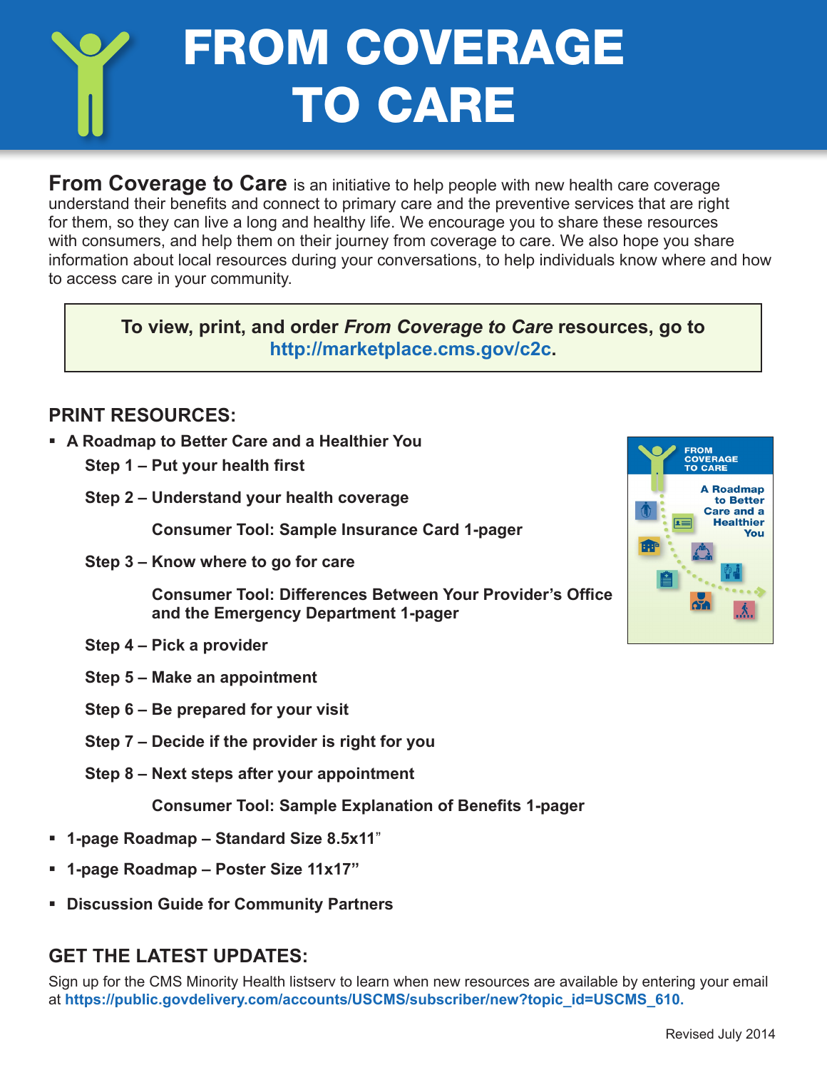# FROM COVERAGE TO CARE

**From Coverage to Care** is an initiative to help people with new health care coverage understand their benefits and connect to primary care and the preventive services that are right for them, so they can live a long and healthy life. We encourage you to share these resources with consumers, and help them on their journey from coverage to care. We also hope you share information about local resources during your conversations, to help individuals know where and how to access care in your community.

**To view, print, and order *From Coverage to Care* resources, go to http://marketplace.cms.gov/c2c.**

## PRINT RESOURCES:

- **A Roadmap to Better Care and a Healthier You**
  - **Step 1 – Put your health first**
  - **Step 2 – Understand your health coverage**
    - **Consumer Tool: Sample Insurance Card 1-pager**
  - **Step 3 – Know where to go for care**
    - **Consumer Tool: Differences Between Your Provider's Office and the Emergency Department 1-pager**
  - **Step 4 – Pick a provider**
  - **Step 5 – Make an appointment**
  - **Step 6 – Be prepared for your visit**
  - **Step 7 – Decide if the provider is right for you**
  - **Step 8 – Next steps after your appointment**
    - **Consumer Tool: Sample Explanation of Benefits 1-pager**
- **1-page Roadmap – Standard Size 8.5x11"**
- **1-page Roadmap – Poster Size 11x17"**
- **Discussion Guide for Community Partners**

## GET THE LATEST UPDATES:

Sign up for the CMS Minority Health listserv to learn when new resources are available by entering your email at **https://public.govdelivery.com/accounts/USCMS/subscriber/new?topic_id=USCMS_610.**

Revised July 2014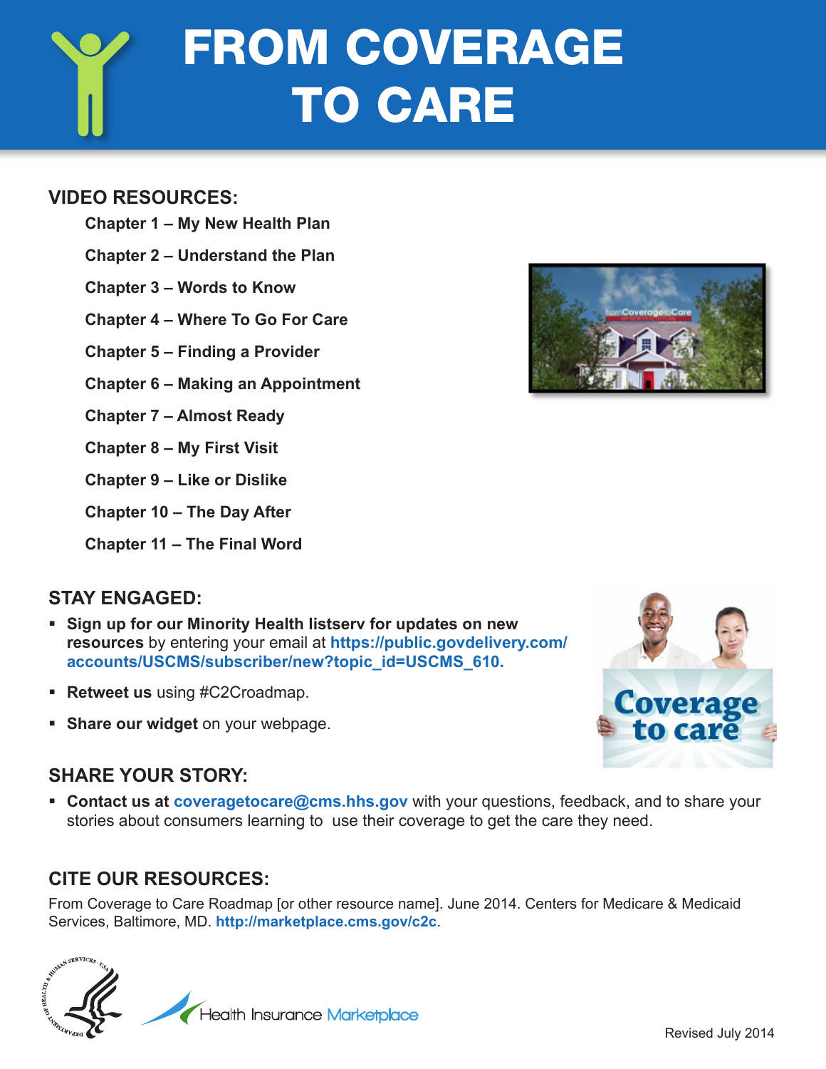# FROM COVERAGE TO CARE

## VIDEO RESOURCES:

**Chapter 1 – My New Health Plan**

**Chapter 2 – Understand the Plan**

**Chapter 3 – Words to Know**

**Chapter 4 – Where To Go For Care**

**Chapter 5 – Finding a Provider**

**Chapter 6 – Making an Appointment**

**Chapter 7 – Almost Ready**

**Chapter 8 – My First Visit**

**Chapter 9 – Like or Dislike**

**Chapter 10 – The Day After**

**Chapter 11 – The Final Word**

## STAY ENGAGED:

- **Sign up for our Minority Health listserv for updates on new resources** by entering your email at **https://public.govdelivery.com/accounts/USCMS/subscriber/new?topic_id=USCMS_610.**
- **Retweet us** using #C2Croadmap.
- **Share our widget** on your webpage.

## SHARE YOUR STORY:

- **Contact us at coveragetocare@cms.hhs.gov** with your questions, feedback, and to share your stories about consumers learning to use their coverage to get the care they need.

## CITE OUR RESOURCES:

From Coverage to Care Roadmap [or other resource name]. June 2014. Centers for Medicare & Medicaid Services, Baltimore, MD. **http://marketplace.cms.gov/c2c**.

Health Insurance Marketplace

Revised July 2014